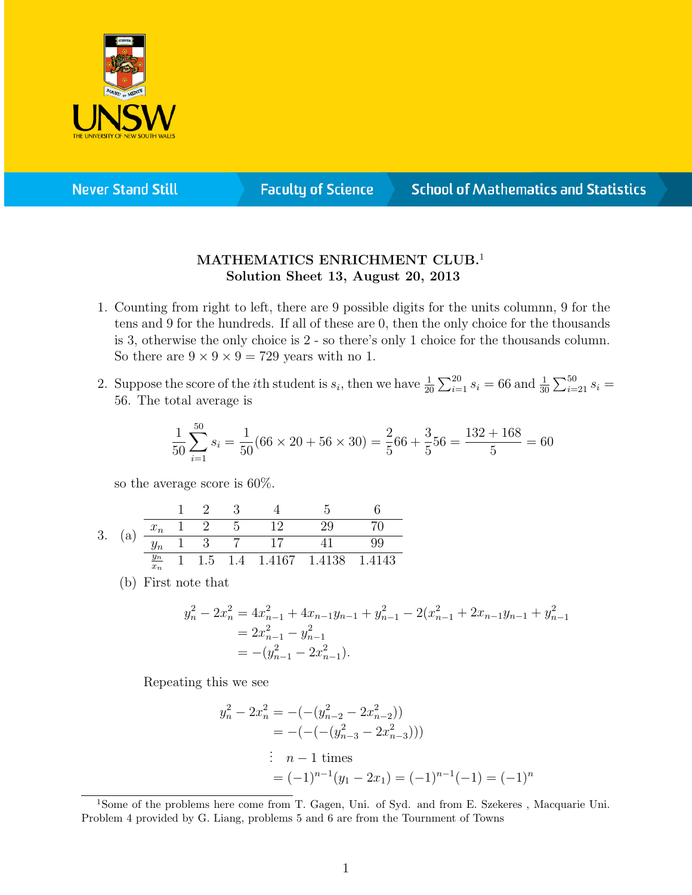**MATHEMATICS ENRICHMENT CLUB.**[1]
**Solution Sheet 13, August 20, 2013**

1. Counting from right to left, there are 9 possible digits for the units columnn, 9 for the tens and 9 for the hundreds. If all of these are 0, then the only choice for the thousands is 3, otherwise the only choice is 2 - so there's only 1 choice for the thousands column. So there are $9 \times 9 \times 9 = 729$ years with no 1.

2. Suppose the score of the $i$th student is $s_i$, then we have $\frac{1}{20}\sum_{i=1}^{20} s_i = 66$ and $\frac{1}{30}\sum_{i=21}^{50} s_i = 56$. The total average is

$$\frac{1}{50}\sum_{i=1}^{50} s_i = \frac{1}{50}(66 \times 20 + 56 \times 30) = \frac{2}{5}66 + \frac{3}{5}56 = \frac{132 + 168}{5} = 60$$

so the average score is 60%.

3. (a)

| | 1 | 2 | 3 | 4 | 5 | 6 |
|---|---|---|---|---|---|---|
| $x_n$ | 1 | 2 | 5 | 12 | 29 | 70 |
| $y_n$ | 1 | 3 | 7 | 17 | 41 | 99 |
| $\frac{y_n}{x_n}$ | 1 | 1.5 | 1.4 | 1.4167 | 1.4138 | 1.4143 |

(b) First note that

$$\begin{aligned} y_n^2 - 2x_n^2 &= 4x_{n-1}^2 + 4x_{n-1}y_{n-1} + y_{n-1}^2 - 2(x_{n-1}^2 + 2x_{n-1}y_{n-1} + y_{n-1}^2 \\ &= 2x_{n-1}^2 - y_{n-1}^2 \\ &= -(y_{n-1}^2 - 2x_{n-1}^2). \end{aligned}$$

Repeating this we see

$$\begin{aligned} y_n^2 - 2x_n^2 &= -(-(y_{n-2}^2 - 2x_{n-2}^2)) \\ &= -(-(-(y_{n-3}^2 - 2x_{n-3}^2))) \\ &\vdots \quad n-1 \text{ times} \\ &= (-1)^{n-1}(y_1 - 2x_1) = (-1)^{n-1}(-1) = (-1)^n \end{aligned}$$

[1]Some of the problems here come from T. Gagen, Uni. of Syd. and from E. Szekeres , Macquarie Uni. Problem 4 provided by G. Liang, problems 5 and 6 are from the Tournment of Towns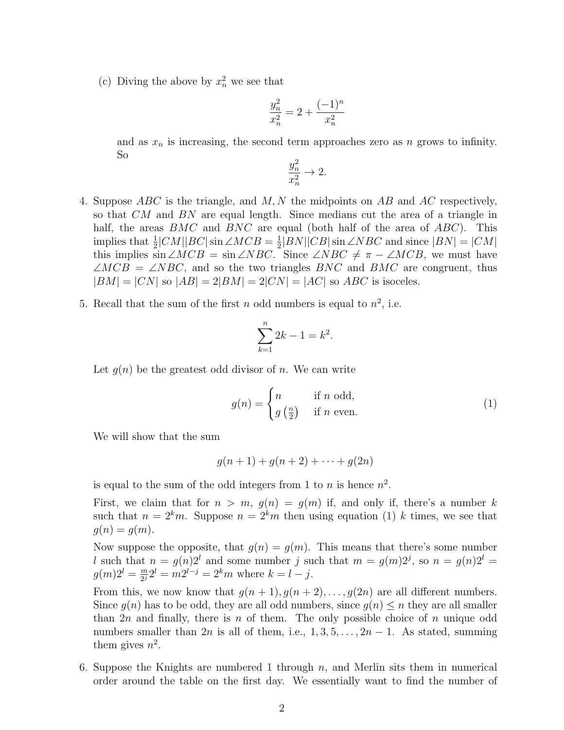(c) Diving the above by $x_n^2$ we see that

$$\frac{y_n^2}{x_n^2} = 2 + \frac{(-1)^n}{x_n^2}$$

and as $x_n$ is increasing, the second term approaches zero as $n$ grows to infinity. So

$$\frac{y_n^2}{x_n^2} \to 2.$$

4. Suppose $ABC$ is the triangle, and $M, N$ the midpoints on $AB$ and $AC$ respectively, so that $CM$ and $BN$ are equal length. Since medians cut the area of a triangle in half, the areas $BMC$ and $BNC$ are equal (both half of the area of $ABC$). This implies that $\frac{1}{2}|CM||BC|\sin\angle MCB = \frac{1}{2}|BN||CB|\sin\angle NBC$ and since $|BN| = |CM|$ this implies $\sin\angle MCB = \sin\angle NBC$. Since $\angle NBC \neq \pi - \angle MCB$, we must have $\angle MCB = \angle NBC$, and so the two triangles $BNC$ and $BMC$ are congruent, thus $|BM| = |CN|$ so $|AB| = 2|BM| = 2|CN| = |AC|$ so $ABC$ is isoceles.

5. Recall that the sum of the first $n$ odd numbers is equal to $n^2$, i.e.

$$\sum_{k=1}^{n} 2k - 1 = k^2.$$

Let $g(n)$ be the greatest odd divisor of $n$. We can write

$$g(n) = \begin{cases} n & \text{if } n \text{ odd,} \\ g\left(\frac{n}{2}\right) & \text{if } n \text{ even.} \end{cases} \tag{1}$$

We will show that the sum

$$g(n+1) + g(n+2) + \cdots + g(2n)$$

is equal to the sum of the odd integers from 1 to $n$ is hence $n^2$.

First, we claim that for $n > m$, $g(n) = g(m)$ if, and only if, there's a number $k$ such that $n = 2^k m$. Suppose $n = 2^k m$ then using equation (1) $k$ times, we see that $g(n) = g(m)$.

Now suppose the opposite, that $g(n) = g(m)$. This means that there's some number $l$ such that $n = g(n)2^l$ and some number $j$ such that $m = g(m)2^j$, so $n = g(n)2^l = g(m)2^l = \frac{m}{2^j}2^l = m2^{l-j} = 2^k m$ where $k = l - j$.

From this, we now know that $g(n+1), g(n+2), \ldots, g(2n)$ are all different numbers. Since $g(n)$ has to be odd, they are all odd numbers, since $g(n) \leq n$ they are all smaller than $2n$ and finally, there is $n$ of them. The only possible choice of $n$ unique odd numbers smaller than $2n$ is all of them, i.e., $1, 3, 5, \ldots, 2n-1$. As stated, summing them gives $n^2$.

6. Suppose the Knights are numbered 1 through $n$, and Merlin sits them in numerical order around the table on the first day. We essentially want to find the number of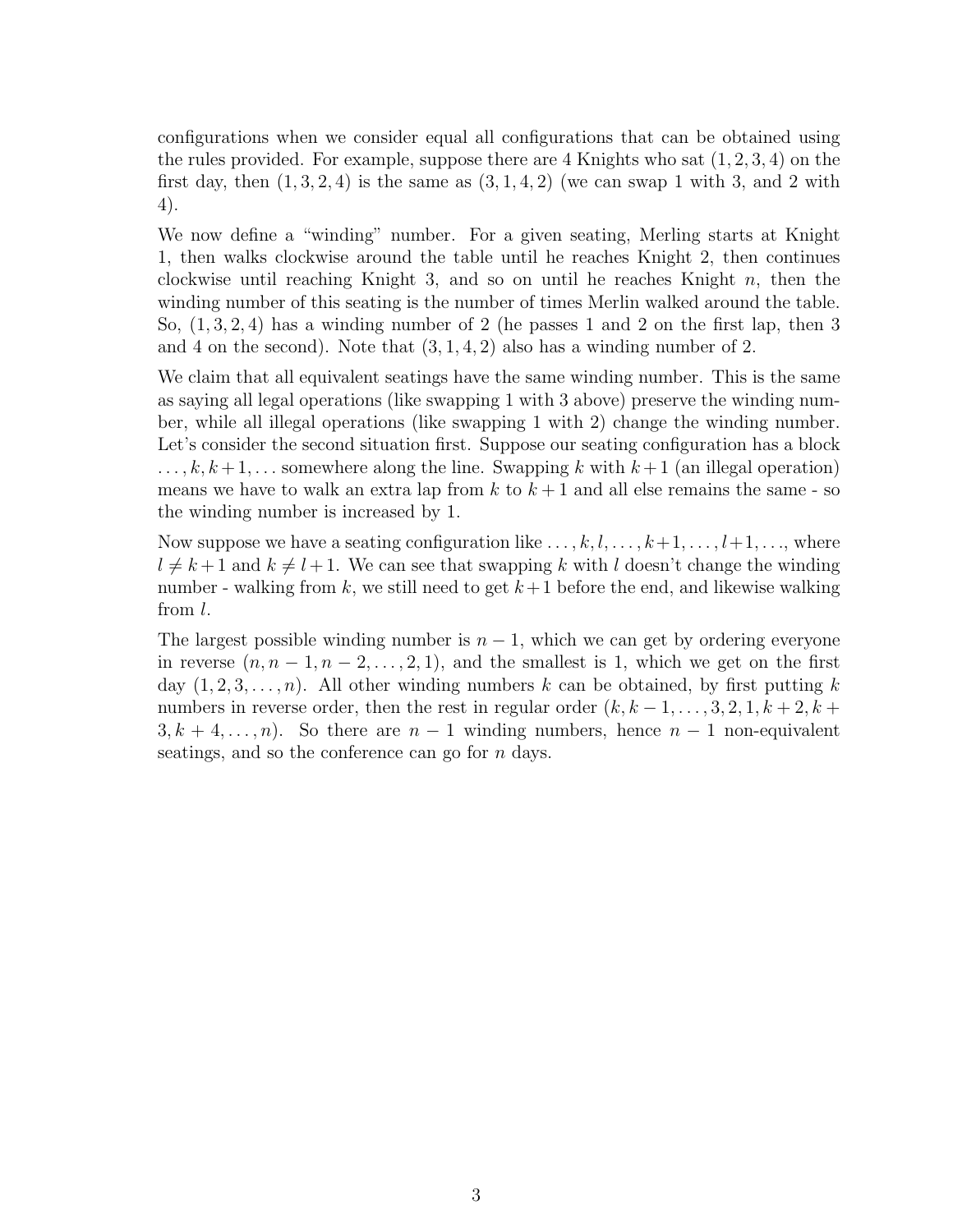configurations when we consider equal all configurations that can be obtained using the rules provided. For example, suppose there are 4 Knights who sat $(1, 2, 3, 4)$ on the first day, then $(1, 3, 2, 4)$ is the same as $(3, 1, 4, 2)$ (we can swap 1 with 3, and 2 with 4).

We now define a "winding" number. For a given seating, Merling starts at Knight 1, then walks clockwise around the table until he reaches Knight 2, then continues clockwise until reaching Knight 3, and so on until he reaches Knight $n$, then the winding number of this seating is the number of times Merlin walked around the table. So, $(1, 3, 2, 4)$ has a winding number of 2 (he passes 1 and 2 on the first lap, then 3 and 4 on the second). Note that $(3, 1, 4, 2)$ also has a winding number of 2.

We claim that all equivalent seatings have the same winding number. This is the same as saying all legal operations (like swapping 1 with 3 above) preserve the winding number, while all illegal operations (like swapping 1 with 2) change the winding number. Let's consider the second situation first. Suppose our seating configuration has a block $\ldots, k, k+1, \ldots$ somewhere along the line. Swapping $k$ with $k+1$ (an illegal operation) means we have to walk an extra lap from $k$ to $k+1$ and all else remains the same - so the winding number is increased by 1.

Now suppose we have a seating configuration like $\ldots, k, l, \ldots, k+1, \ldots, l+1, \ldots$, where $l \neq k+1$ and $k \neq l+1$. We can see that swapping $k$ with $l$ doesn't change the winding number - walking from $k$, we still need to get $k+1$ before the end, and likewise walking from $l$.

The largest possible winding number is $n-1$, which we can get by ordering everyone in reverse $(n, n-1, n-2, \ldots, 2, 1)$, and the smallest is 1, which we get on the first day $(1, 2, 3, \ldots, n)$. All other winding numbers $k$ can be obtained, by first putting $k$ numbers in reverse order, then the rest in regular order $(k, k-1, \ldots, 3, 2, 1, k+2, k+3, k+4, \ldots, n)$. So there are $n-1$ winding numbers, hence $n-1$ non-equivalent seatings, and so the conference can go for $n$ days.